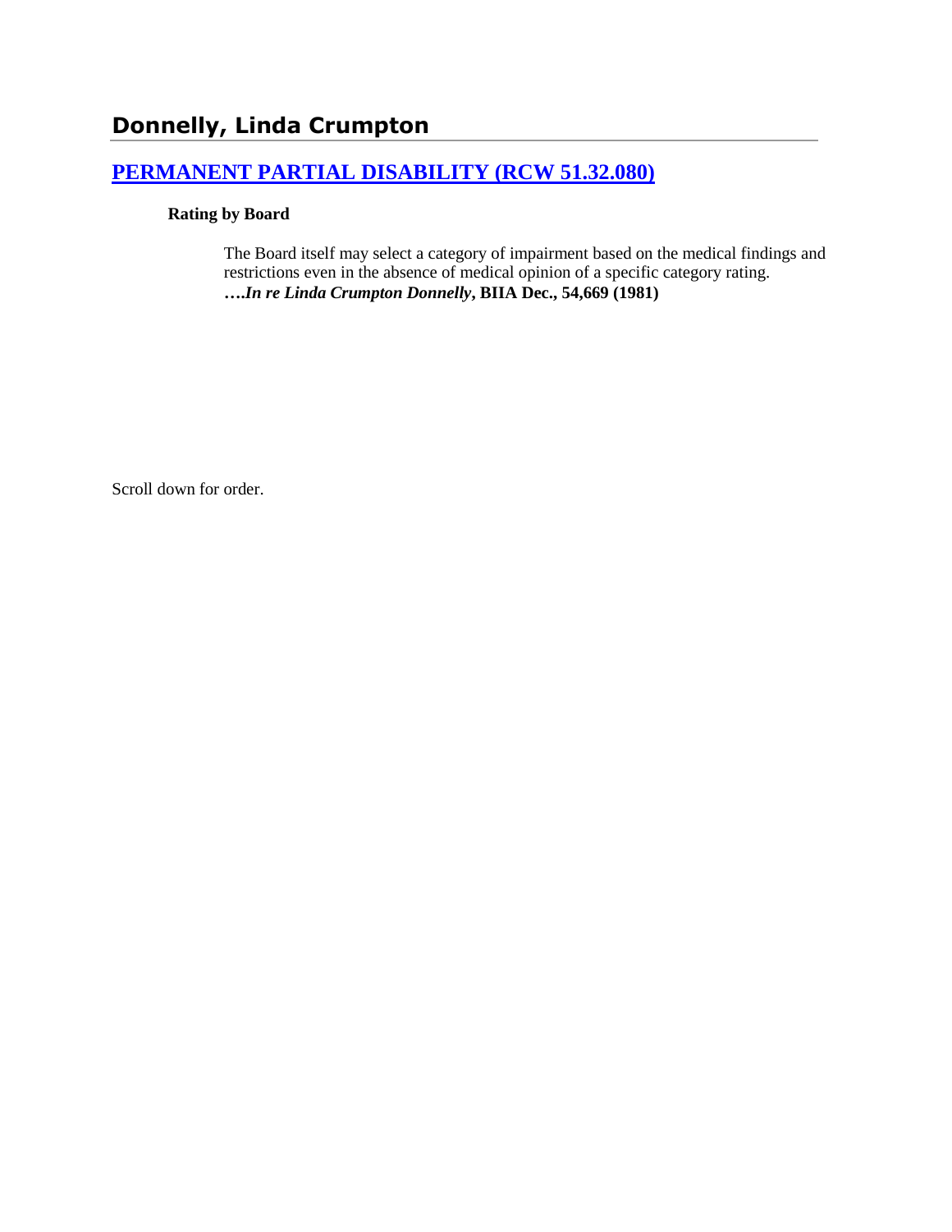# Donnelly, Linda Crumpton

## [PERMANENT PARTIAL DISABILITY (RCW 51.32.080)]

**Rating by Board**

> The Board itself may select a category of impairment based on the medical findings and restrictions even in the absence of medical opinion of a specific category rating. ***….In re Linda Crumpton Donnelly*, BIIA Dec., 54,669 (1981)**

Scroll down for order.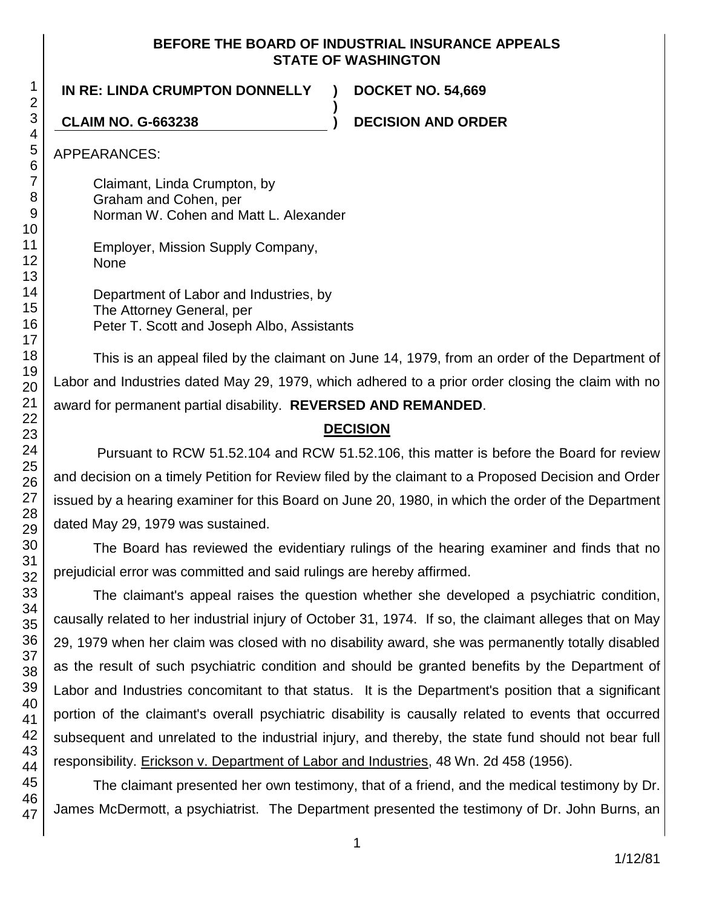**BEFORE THE BOARD OF INDUSTRIAL INSURANCE APPEALS**
**STATE OF WASHINGTON**

| | | |
|---|---|---|
| **IN RE: LINDA CRUMPTON DONNELLY** | **)** | **DOCKET NO. 54,669** |
| | **)** | |
| **CLAIM NO. G-663238** | **)** | **DECISION AND ORDER** |

APPEARANCES:

Claimant, Linda Crumpton, by
Graham and Cohen, per
Norman W. Cohen and Matt L. Alexander

Employer, Mission Supply Company,
None

Department of Labor and Industries, by
The Attorney General, per
Peter T. Scott and Joseph Albo, Assistants

This is an appeal filed by the claimant on June 14, 1979, from an order of the Department of Labor and Industries dated May 29, 1979, which adhered to a prior order closing the claim with no award for permanent partial disability. **REVERSED AND REMANDED**.

## DECISION

Pursuant to RCW 51.52.104 and RCW 51.52.106, this matter is before the Board for review and decision on a timely Petition for Review filed by the claimant to a Proposed Decision and Order issued by a hearing examiner for this Board on June 20, 1980, in which the order of the Department dated May 29, 1979 was sustained.

The Board has reviewed the evidentiary rulings of the hearing examiner and finds that no prejudicial error was committed and said rulings are hereby affirmed.

The claimant's appeal raises the question whether she developed a psychiatric condition, causally related to her industrial injury of October 31, 1974. If so, the claimant alleges that on May 29, 1979 when her claim was closed with no disability award, she was permanently totally disabled as the result of such psychiatric condition and should be granted benefits by the Department of Labor and Industries concomitant to that status. It is the Department's position that a significant portion of the claimant's overall psychiatric disability is causally related to events that occurred subsequent and unrelated to the industrial injury, and thereby, the state fund should not bear full responsibility. Erickson v. Department of Labor and Industries, 48 Wn. 2d 458 (1956).

The claimant presented her own testimony, that of a friend, and the medical testimony by Dr. James McDermott, a psychiatrist. The Department presented the testimony of Dr. John Burns, an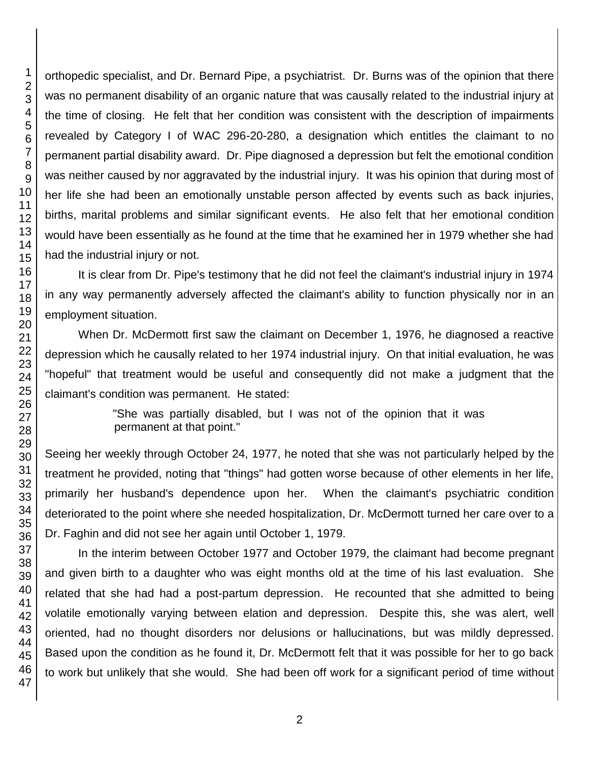orthopedic specialist, and Dr. Bernard Pipe, a psychiatrist. Dr. Burns was of the opinion that there was no permanent disability of an organic nature that was causally related to the industrial injury at the time of closing. He felt that her condition was consistent with the description of impairments revealed by Category I of WAC 296-20-280, a designation which entitles the claimant to no permanent partial disability award. Dr. Pipe diagnosed a depression but felt the emotional condition was neither caused by nor aggravated by the industrial injury. It was his opinion that during most of her life she had been an emotionally unstable person affected by events such as back injuries, births, marital problems and similar significant events. He also felt that her emotional condition would have been essentially as he found at the time that he examined her in 1979 whether she had had the industrial injury or not.

It is clear from Dr. Pipe's testimony that he did not feel the claimant's industrial injury in 1974 in any way permanently adversely affected the claimant's ability to function physically nor in an employment situation.

When Dr. McDermott first saw the claimant on December 1, 1976, he diagnosed a reactive depression which he causally related to her 1974 industrial injury. On that initial evaluation, he was "hopeful" that treatment would be useful and consequently did not make a judgment that the claimant's condition was permanent. He stated:

> "She was partially disabled, but I was not of the opinion that it was permanent at that point."

Seeing her weekly through October 24, 1977, he noted that she was not particularly helped by the treatment he provided, noting that "things" had gotten worse because of other elements in her life, primarily her husband's dependence upon her. When the claimant's psychiatric condition deteriorated to the point where she needed hospitalization, Dr. McDermott turned her care over to a Dr. Faghin and did not see her again until October 1, 1979.

In the interim between October 1977 and October 1979, the claimant had become pregnant and given birth to a daughter who was eight months old at the time of his last evaluation. She related that she had had a post-partum depression. He recounted that she admitted to being volatile emotionally varying between elation and depression. Despite this, she was alert, well oriented, had no thought disorders nor delusions or hallucinations, but was mildly depressed. Based upon the condition as he found it, Dr. McDermott felt that it was possible for her to go back to work but unlikely that she would. She had been off work for a significant period of time without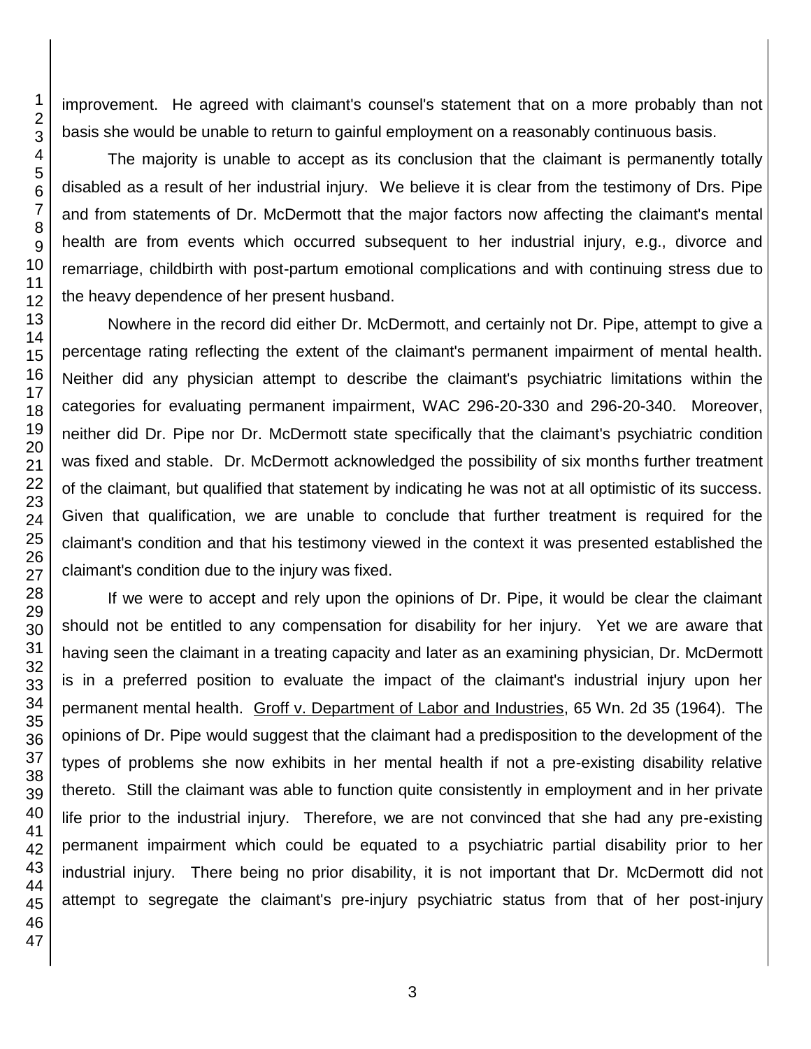improvement. He agreed with claimant's counsel's statement that on a more probably than not basis she would be unable to return to gainful employment on a reasonably continuous basis.

The majority is unable to accept as its conclusion that the claimant is permanently totally disabled as a result of her industrial injury. We believe it is clear from the testimony of Drs. Pipe and from statements of Dr. McDermott that the major factors now affecting the claimant's mental health are from events which occurred subsequent to her industrial injury, e.g., divorce and remarriage, childbirth with post-partum emotional complications and with continuing stress due to the heavy dependence of her present husband.

Nowhere in the record did either Dr. McDermott, and certainly not Dr. Pipe, attempt to give a percentage rating reflecting the extent of the claimant's permanent impairment of mental health. Neither did any physician attempt to describe the claimant's psychiatric limitations within the categories for evaluating permanent impairment, WAC 296-20-330 and 296-20-340. Moreover, neither did Dr. Pipe nor Dr. McDermott state specifically that the claimant's psychiatric condition was fixed and stable. Dr. McDermott acknowledged the possibility of six months further treatment of the claimant, but qualified that statement by indicating he was not at all optimistic of its success. Given that qualification, we are unable to conclude that further treatment is required for the claimant's condition and that his testimony viewed in the context it was presented established the claimant's condition due to the injury was fixed.

If we were to accept and rely upon the opinions of Dr. Pipe, it would be clear the claimant should not be entitled to any compensation for disability for her injury. Yet we are aware that having seen the claimant in a treating capacity and later as an examining physician, Dr. McDermott is in a preferred position to evaluate the impact of the claimant's industrial injury upon her permanent mental health. Groff v. Department of Labor and Industries, 65 Wn. 2d 35 (1964). The opinions of Dr. Pipe would suggest that the claimant had a predisposition to the development of the types of problems she now exhibits in her mental health if not a pre-existing disability relative thereto. Still the claimant was able to function quite consistently in employment and in her private life prior to the industrial injury. Therefore, we are not convinced that she had any pre-existing permanent impairment which could be equated to a psychiatric partial disability prior to her industrial injury. There being no prior disability, it is not important that Dr. McDermott did not attempt to segregate the claimant's pre-injury psychiatric status from that of her post-injury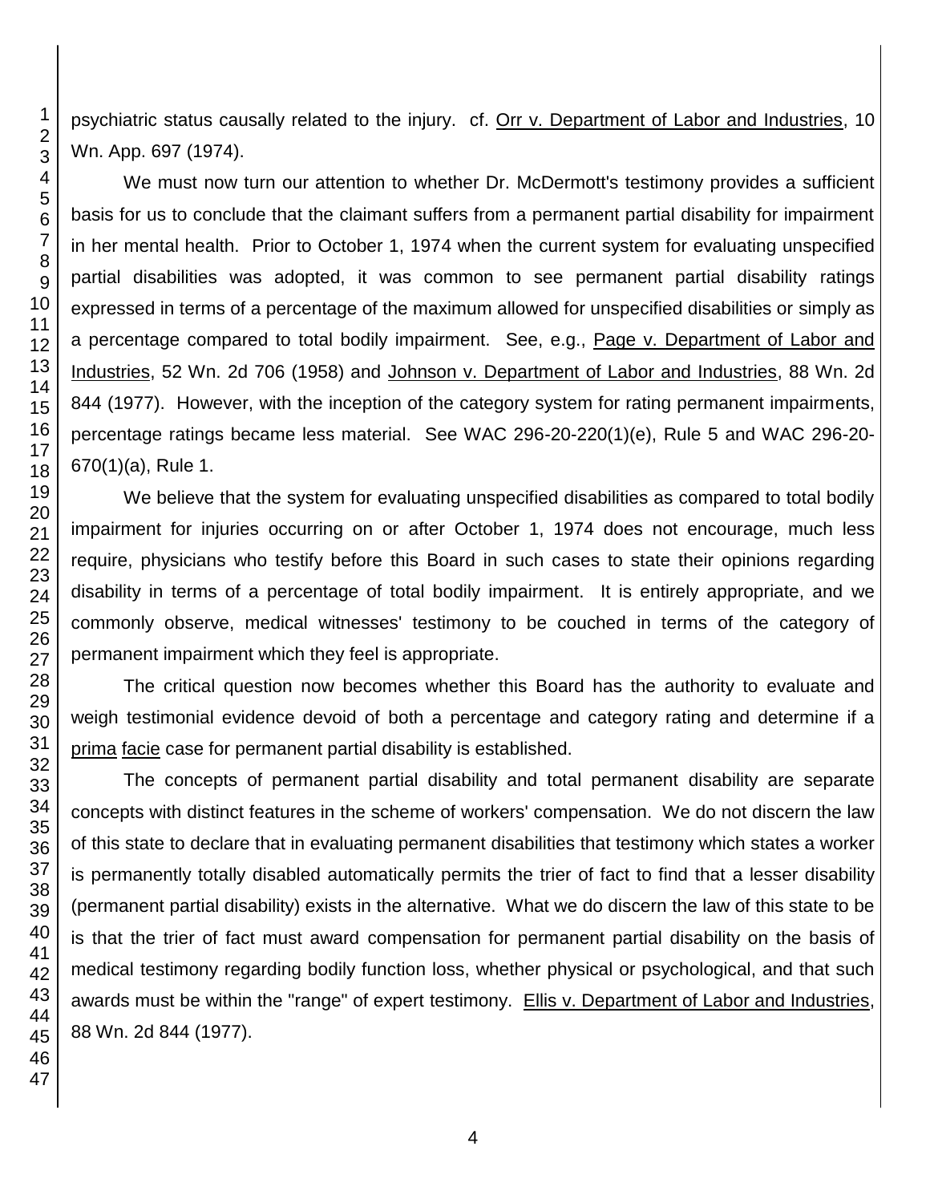psychiatric status causally related to the injury. cf. Orr v. Department of Labor and Industries, 10 Wn. App. 697 (1974).

We must now turn our attention to whether Dr. McDermott's testimony provides a sufficient basis for us to conclude that the claimant suffers from a permanent partial disability for impairment in her mental health. Prior to October 1, 1974 when the current system for evaluating unspecified partial disabilities was adopted, it was common to see permanent partial disability ratings expressed in terms of a percentage of the maximum allowed for unspecified disabilities or simply as a percentage compared to total bodily impairment. See, e.g., Page v. Department of Labor and Industries, 52 Wn. 2d 706 (1958) and Johnson v. Department of Labor and Industries, 88 Wn. 2d 844 (1977). However, with the inception of the category system for rating permanent impairments, percentage ratings became less material. See WAC 296-20-220(1)(e), Rule 5 and WAC 296-20-670(1)(a), Rule 1.

We believe that the system for evaluating unspecified disabilities as compared to total bodily impairment for injuries occurring on or after October 1, 1974 does not encourage, much less require, physicians who testify before this Board in such cases to state their opinions regarding disability in terms of a percentage of total bodily impairment. It is entirely appropriate, and we commonly observe, medical witnesses' testimony to be couched in terms of the category of permanent impairment which they feel is appropriate.

The critical question now becomes whether this Board has the authority to evaluate and weigh testimonial evidence devoid of both a percentage and category rating and determine if a prima facie case for permanent partial disability is established.

The concepts of permanent partial disability and total permanent disability are separate concepts with distinct features in the scheme of workers' compensation. We do not discern the law of this state to declare that in evaluating permanent disabilities that testimony which states a worker is permanently totally disabled automatically permits the trier of fact to find that a lesser disability (permanent partial disability) exists in the alternative. What we do discern the law of this state to be is that the trier of fact must award compensation for permanent partial disability on the basis of medical testimony regarding bodily function loss, whether physical or psychological, and that such awards must be within the "range" of expert testimony. Ellis v. Department of Labor and Industries, 88 Wn. 2d 844 (1977).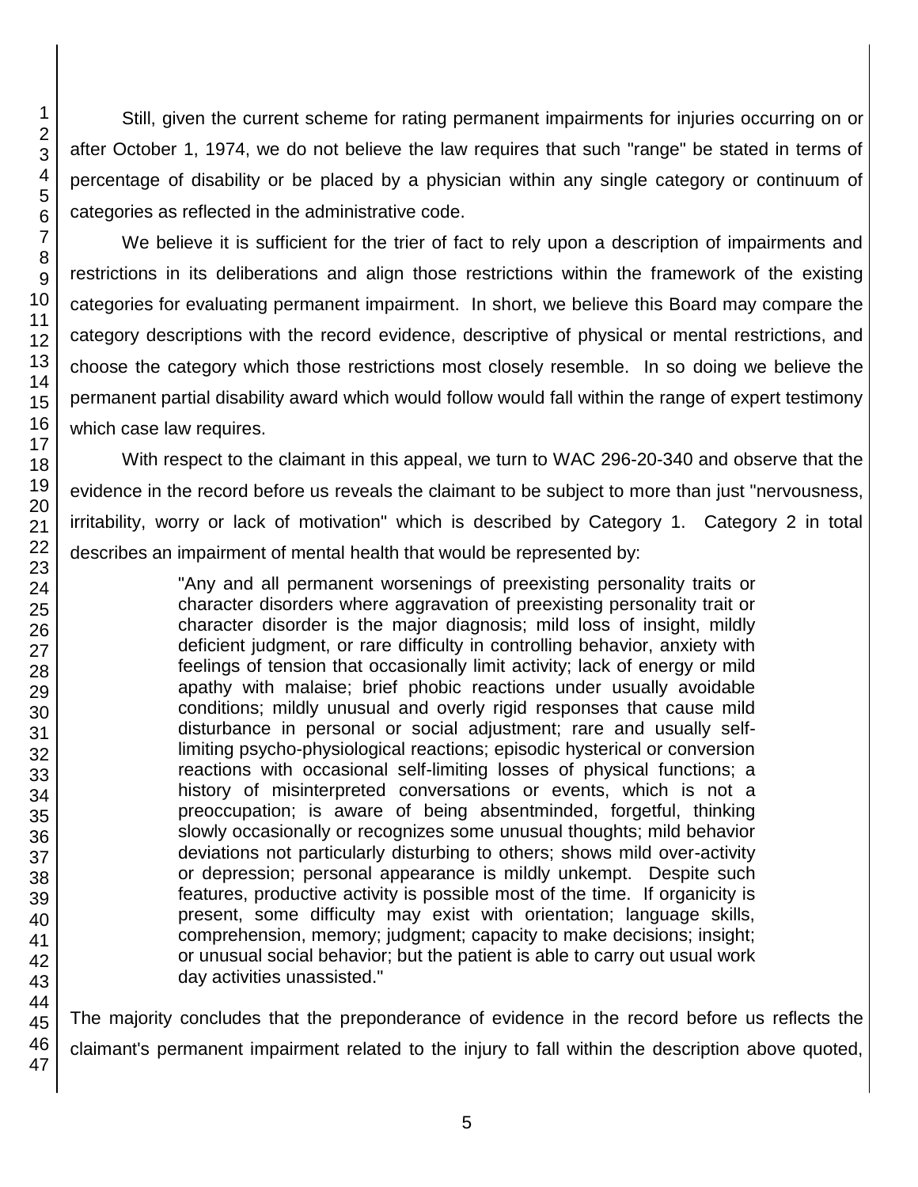Still, given the current scheme for rating permanent impairments for injuries occurring on or after October 1, 1974, we do not believe the law requires that such "range" be stated in terms of percentage of disability or be placed by a physician within any single category or continuum of categories as reflected in the administrative code.

We believe it is sufficient for the trier of fact to rely upon a description of impairments and restrictions in its deliberations and align those restrictions within the framework of the existing categories for evaluating permanent impairment. In short, we believe this Board may compare the category descriptions with the record evidence, descriptive of physical or mental restrictions, and choose the category which those restrictions most closely resemble. In so doing we believe the permanent partial disability award which would follow would fall within the range of expert testimony which case law requires.

With respect to the claimant in this appeal, we turn to WAC 296-20-340 and observe that the evidence in the record before us reveals the claimant to be subject to more than just "nervousness, irritability, worry or lack of motivation" which is described by Category 1. Category 2 in total describes an impairment of mental health that would be represented by:

> "Any and all permanent worsenings of preexisting personality traits or character disorders where aggravation of preexisting personality trait or character disorder is the major diagnosis; mild loss of insight, mildly deficient judgment, or rare difficulty in controlling behavior, anxiety with feelings of tension that occasionally limit activity; lack of energy or mild apathy with malaise; brief phobic reactions under usually avoidable conditions; mildly unusual and overly rigid responses that cause mild disturbance in personal or social adjustment; rare and usually self-limiting psycho-physiological reactions; episodic hysterical or conversion reactions with occasional self-limiting losses of physical functions; a history of misinterpreted conversations or events, which is not a preoccupation; is aware of being absentminded, forgetful, thinking slowly occasionally or recognizes some unusual thoughts; mild behavior deviations not particularly disturbing to others; shows mild over-activity or depression; personal appearance is mildly unkempt. Despite such features, productive activity is possible most of the time. If organicity is present, some difficulty may exist with orientation; language skills, comprehension, memory; judgment; capacity to make decisions; insight; or unusual social behavior; but the patient is able to carry out usual work day activities unassisted."

The majority concludes that the preponderance of evidence in the record before us reflects the claimant's permanent impairment related to the injury to fall within the description above quoted,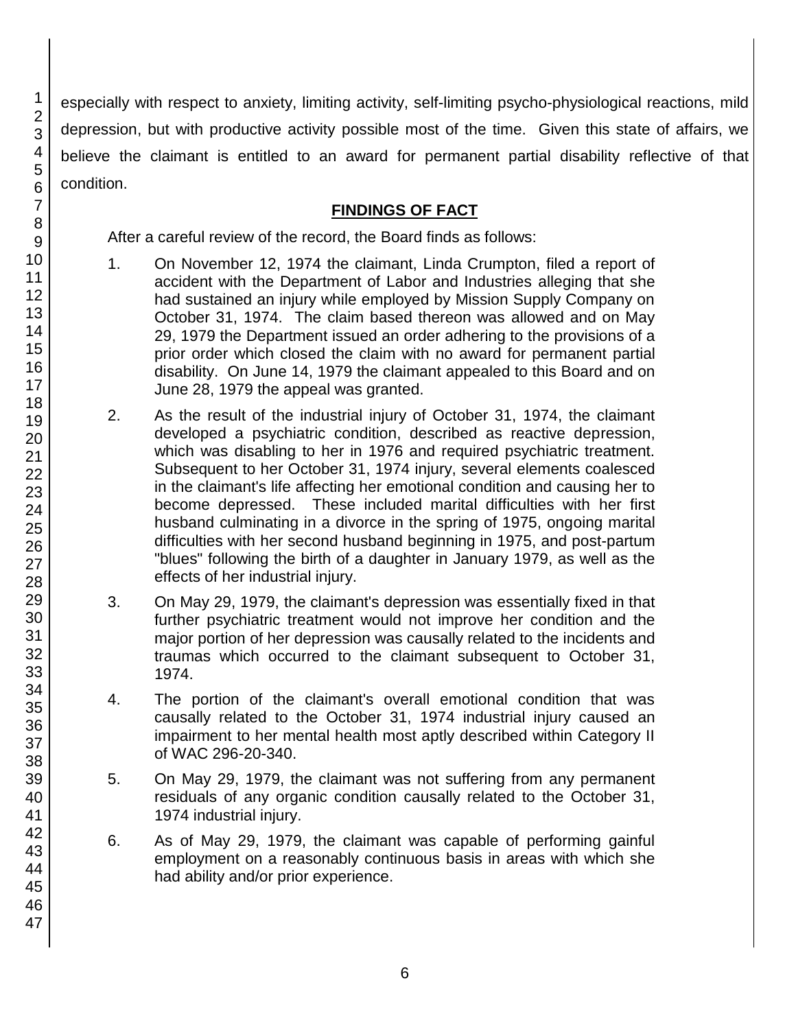especially with respect to anxiety, limiting activity, self-limiting psycho-physiological reactions, mild depression, but with productive activity possible most of the time. Given this state of affairs, we believe the claimant is entitled to an award for permanent partial disability reflective of that condition.

## FINDINGS OF FACT

After a careful review of the record, the Board finds as follows:

1. On November 12, 1974 the claimant, Linda Crumpton, filed a report of accident with the Department of Labor and Industries alleging that she had sustained an injury while employed by Mission Supply Company on October 31, 1974. The claim based thereon was allowed and on May 29, 1979 the Department issued an order adhering to the provisions of a prior order which closed the claim with no award for permanent partial disability. On June 14, 1979 the claimant appealed to this Board and on June 28, 1979 the appeal was granted.

2. As the result of the industrial injury of October 31, 1974, the claimant developed a psychiatric condition, described as reactive depression, which was disabling to her in 1976 and required psychiatric treatment. Subsequent to her October 31, 1974 injury, several elements coalesced in the claimant's life affecting her emotional condition and causing her to become depressed. These included marital difficulties with her first husband culminating in a divorce in the spring of 1975, ongoing marital difficulties with her second husband beginning in 1975, and post-partum "blues" following the birth of a daughter in January 1979, as well as the effects of her industrial injury.

3. On May 29, 1979, the claimant's depression was essentially fixed in that further psychiatric treatment would not improve her condition and the major portion of her depression was causally related to the incidents and traumas which occurred to the claimant subsequent to October 31, 1974.

4. The portion of the claimant's overall emotional condition that was causally related to the October 31, 1974 industrial injury caused an impairment to her mental health most aptly described within Category II of WAC 296-20-340.

5. On May 29, 1979, the claimant was not suffering from any permanent residuals of any organic condition causally related to the October 31, 1974 industrial injury.

6. As of May 29, 1979, the claimant was capable of performing gainful employment on a reasonably continuous basis in areas with which she had ability and/or prior experience.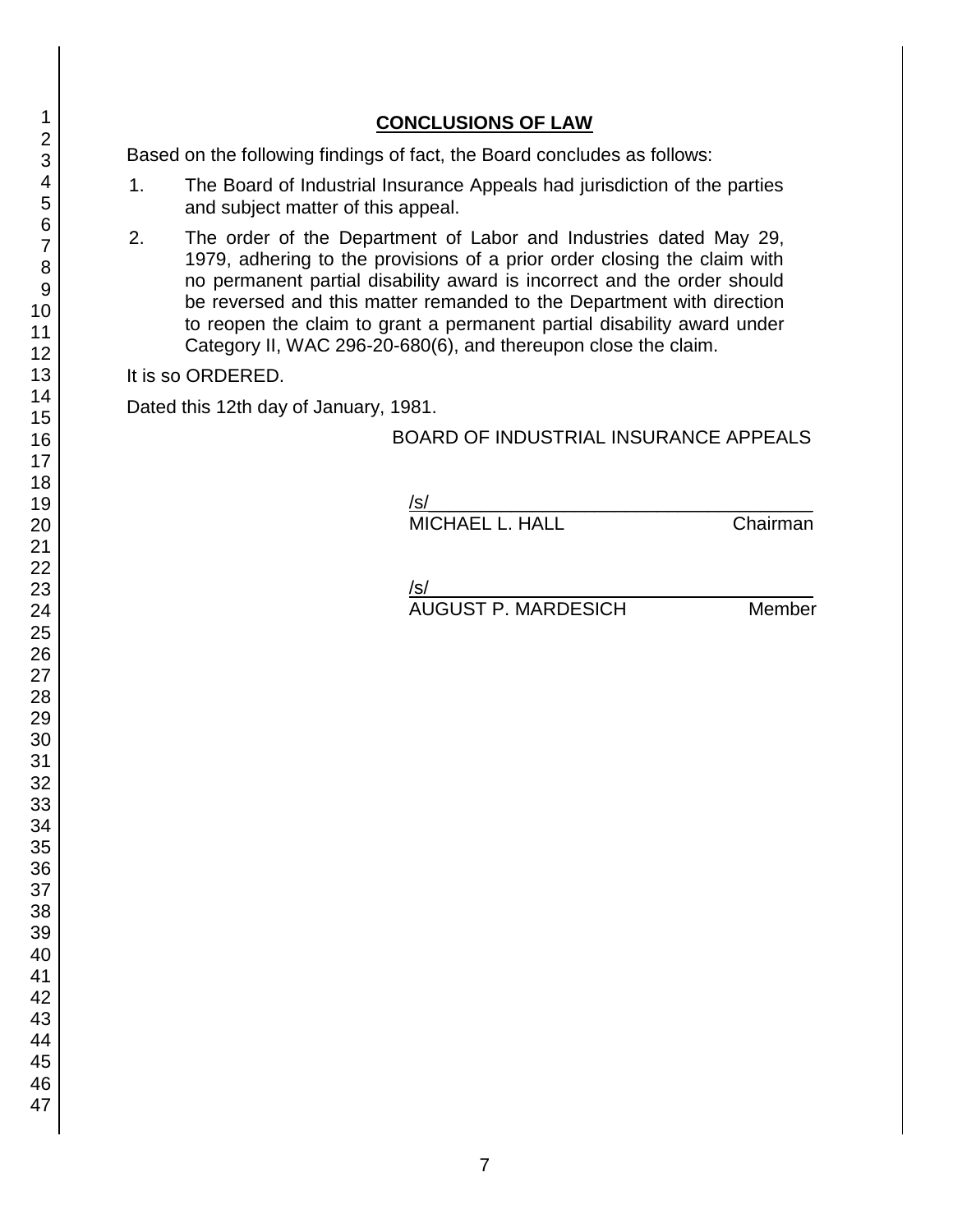## CONCLUSIONS OF LAW

Based on the following findings of fact, the Board concludes as follows:

1. The Board of Industrial Insurance Appeals had jurisdiction of the parties and subject matter of this appeal.

2. The order of the Department of Labor and Industries dated May 29, 1979, adhering to the provisions of a prior order closing the claim with no permanent partial disability award is incorrect and the order should be reversed and this matter remanded to the Department with direction to reopen the claim to grant a permanent partial disability award under Category II, WAC 296-20-680(6), and thereupon close the claim.

It is so ORDERED.

Dated this 12th day of January, 1981.

BOARD OF INDUSTRIAL INSURANCE APPEALS

/s/
MICHAEL L. HALL Chairman

/s/
AUGUST P. MARDESICH Member